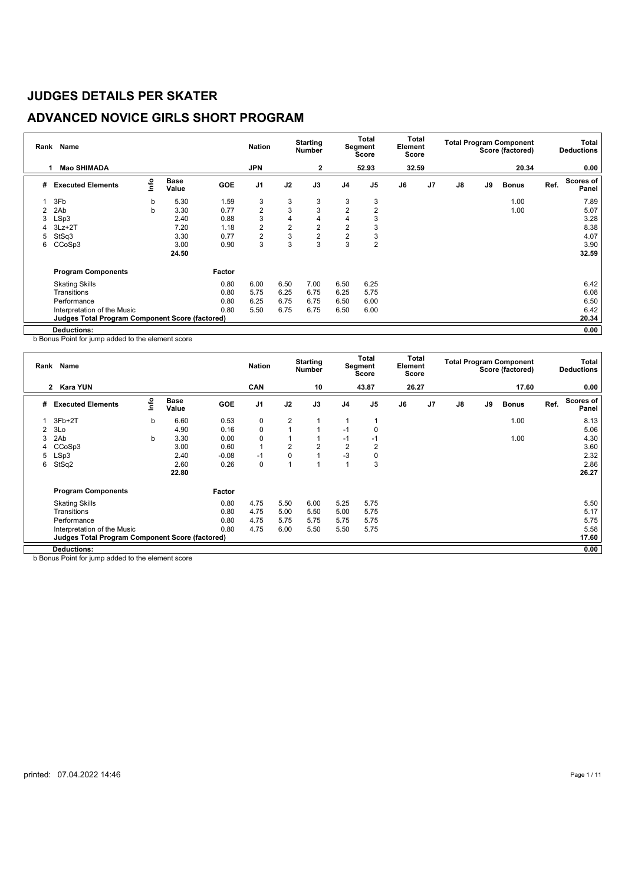# JUDGES DETAILS PER SKATER

## ADVANCED NOVICE GIRLS SHORT PROGRAM

| Rank | Name | Nation | Starting Number | Total Segment Score | Total Element Score | Total Program Component Score (factored) | Total Deductions |
|---|---|---|---|---|---|---|---|
| 1 | Mao SHIMADA | JPN | 2 | 52.93 | 32.59 | 20.34 | 0.00 |

| # | Executed Elements | Info | Base Value | GOE | J1 | J2 | J3 | J4 | J5 | J6 | J7 | J8 | J9 | Bonus | Ref. | Scores of Panel |
|---|---|---|---|---|---|---|---|---|---|---|---|---|---|---|---|---|
| 1 | 3Fb | b | 5.30 | 1.59 | 3 | 3 | 3 | 3 | 3 | | | | | 1.00 | | 7.89 |
| 2 | 2Ab | b | 3.30 | 0.77 | 2 | 3 | 3 | 2 | 2 | | | | | 1.00 | | 5.07 |
| 3 | LSp3 | | 2.40 | 0.88 | 3 | 4 | 4 | 4 | 3 | | | | | | | 3.28 |
| 4 | 3Lz+2T | | 7.20 | 1.18 | 2 | 2 | 2 | 2 | 3 | | | | | | | 8.38 |
| 5 | StSq3 | | 3.30 | 0.77 | 2 | 3 | 2 | 2 | 3 | | | | | | | 4.07 |
| 6 | CCoSp3 | | 3.00 | 0.90 | 3 | 3 | 3 | 3 | 2 | | | | | | | 3.90 |
| | | | 24.50 | | | | | | | | | | | | | 32.59 |

| Program Components | Factor | J1 | J2 | J3 | J4 | J5 | J6 | J7 | J8 | J9 | Scores of Panel |
|---|---|---|---|---|---|---|---|---|---|---|---|
| Skating Skills | 0.80 | 6.00 | 6.50 | 7.00 | 6.50 | 6.25 | | | | | 6.42 |
| Transitions | 0.80 | 5.75 | 6.25 | 6.75 | 6.25 | 5.75 | | | | | 6.08 |
| Performance | 0.80 | 6.25 | 6.75 | 6.75 | 6.50 | 6.00 | | | | | 6.50 |
| Interpretation of the Music | 0.80 | 5.50 | 6.75 | 6.75 | 6.50 | 6.00 | | | | | 6.42 |
| **Judges Total Program Component Score (factored)** | | | | | | | | | | | 20.34 |
| **Deductions:** | | | | | | | | | | | 0.00 |

b Bonus Point for jump added to the element score

| Rank | Name | Nation | Starting Number | Total Segment Score | Total Element Score | Total Program Component Score (factored) | Total Deductions |
|---|---|---|---|---|---|---|---|
| 2 | Kara YUN | CAN | 10 | 43.87 | 26.27 | 17.60 | 0.00 |

| # | Executed Elements | Info | Base Value | GOE | J1 | J2 | J3 | J4 | J5 | J6 | J7 | J8 | J9 | Bonus | Ref. | Scores of Panel |
|---|---|---|---|---|---|---|---|---|---|---|---|---|---|---|---|---|
| 1 | 3Fb+2T | b | 6.60 | 0.53 | 0 | 2 | 1 | 1 | 1 | | | | | 1.00 | | 8.13 |
| 2 | 3Lo | | 4.90 | 0.16 | 0 | 1 | 1 | -1 | 0 | | | | | | | 5.06 |
| 3 | 2Ab | b | 3.30 | 0.00 | 0 | 1 | 1 | -1 | -1 | | | | | 1.00 | | 4.30 |
| 4 | CCoSp3 | | 3.00 | 0.60 | 1 | 2 | 2 | 2 | 2 | | | | | | | 3.60 |
| 5 | LSp3 | | 2.40 | -0.08 | -1 | 0 | 1 | -3 | 0 | | | | | | | 2.32 |
| 6 | StSq2 | | 2.60 | 0.26 | 0 | 1 | 1 | 1 | 3 | | | | | | | 2.86 |
| | | | 22.80 | | | | | | | | | | | | | 26.27 |

| Program Components | Factor | J1 | J2 | J3 | J4 | J5 | J6 | J7 | J8 | J9 | Scores of Panel |
|---|---|---|---|---|---|---|---|---|---|---|---|
| Skating Skills | 0.80 | 4.75 | 5.50 | 6.00 | 5.25 | 5.75 | | | | | 5.50 |
| Transitions | 0.80 | 4.75 | 5.00 | 5.50 | 5.00 | 5.75 | | | | | 5.17 |
| Performance | 0.80 | 4.75 | 5.75 | 5.75 | 5.75 | 5.75 | | | | | 5.75 |
| Interpretation of the Music | 0.80 | 4.75 | 6.00 | 5.50 | 5.50 | 5.75 | | | | | 5.58 |
| **Judges Total Program Component Score (factored)** | | | | | | | | | | | 17.60 |
| **Deductions:** | | | | | | | | | | | 0.00 |

b Bonus Point for jump added to the element score

printed: 07.04.2022 14:46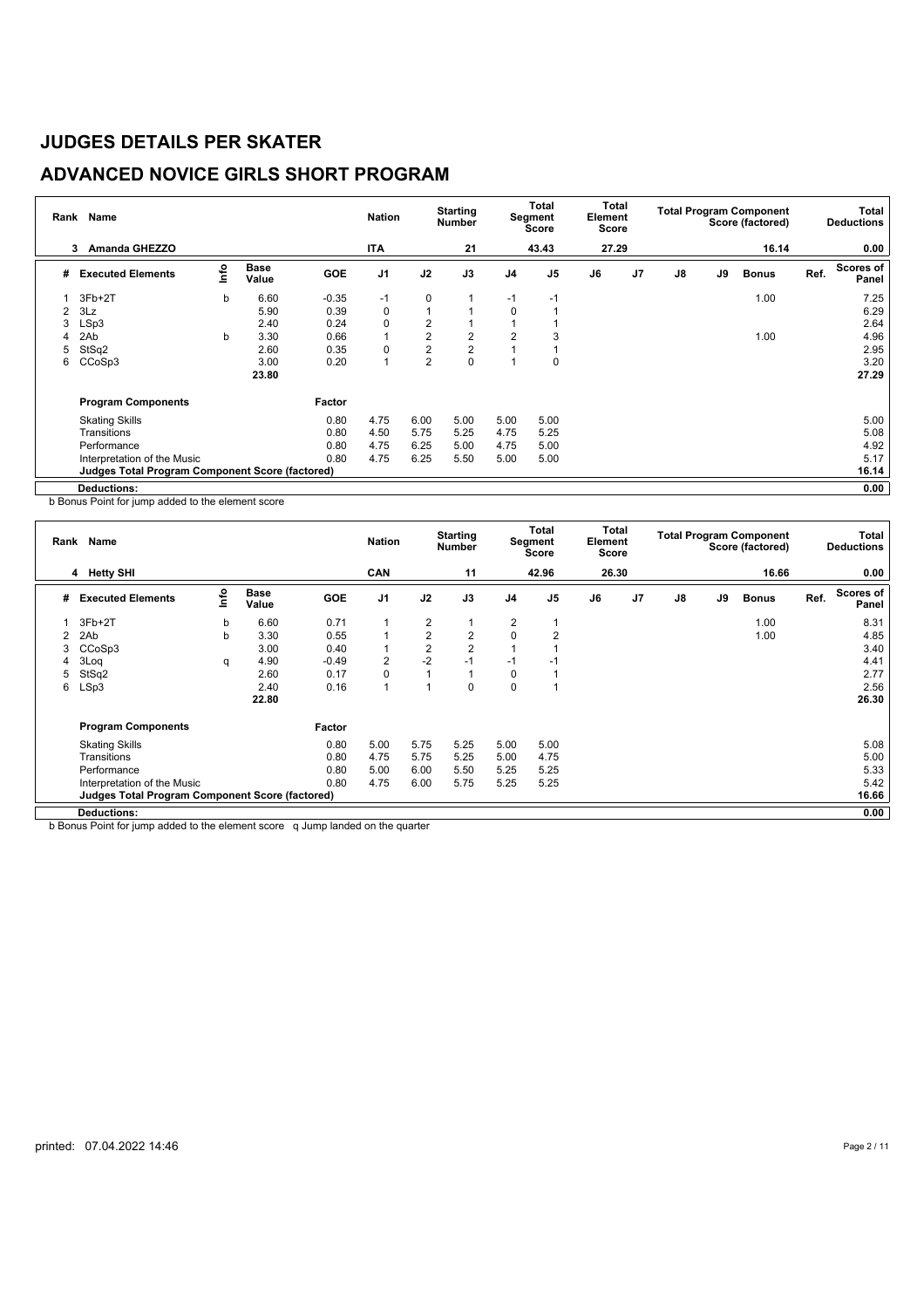# JUDGES DETAILS PER SKATER

## ADVANCED NOVICE GIRLS SHORT PROGRAM

| Rank | Name | Nation | Starting Number | Total Segment Score | Total Element Score | Total Program Component Score (factored) | Total Deductions |
|---|---|---|---|---|---|---|---|
| 3 | Amanda GHEZZO | ITA | 21 | 43.43 | 27.29 | 16.14 | 0.00 |

| # | Executed Elements | Info | Base Value | GOE | J1 | J2 | J3 | J4 | J5 | J6 | J7 | J8 | J9 | Bonus | Ref. | Scores of Panel |
|---|---|---|---|---|---|---|---|---|---|---|---|---|---|---|---|---|
| 1 | 3Fb+2T | b | 6.60 | -0.35 | -1 | 0 | 1 | -1 | -1 | | | | | 1.00 | | 7.25 |
| 2 | 3Lz | | 5.90 | 0.39 | 0 | 1 | 1 | 0 | 1 | | | | | | | 6.29 |
| 3 | LSp3 | | 2.40 | 0.24 | 0 | 2 | 1 | 1 | 1 | | | | | | | 2.64 |
| 4 | 2Ab | b | 3.30 | 0.66 | 1 | 2 | 2 | 2 | 3 | | | | | 1.00 | | 4.96 |
| 5 | StSq2 | | 2.60 | 0.35 | 0 | 2 | 2 | 1 | 1 | | | | | | | 2.95 |
| 6 | CCoSp3 | | 3.00 | 0.20 | 1 | 2 | 0 | 1 | 0 | | | | | | | 3.20 |
| | | | 23.80 | | | | | | | | | | | | | 27.29 |

| Program Components | Factor | J1 | J2 | J3 | J4 | J5 | J6 | J7 | J8 | J9 | Scores of Panel |
|---|---|---|---|---|---|---|---|---|---|---|---|
| Skating Skills | 0.80 | 4.75 | 6.00 | 5.00 | 5.00 | 5.00 | | | | | 5.00 |
| Transitions | 0.80 | 4.50 | 5.75 | 5.25 | 4.75 | 5.25 | | | | | 5.08 |
| Performance | 0.80 | 4.75 | 6.25 | 5.00 | 4.75 | 5.00 | | | | | 4.92 |
| Interpretation of the Music | 0.80 | 4.75 | 6.25 | 5.50 | 5.00 | 5.00 | | | | | 5.17 |
| **Judges Total Program Component Score (factored)** | | | | | | | | | | | 16.14 |
| **Deductions:** | | | | | | | | | | | 0.00 |

b Bonus Point for jump added to the element score

| Rank | Name | Nation | Starting Number | Total Segment Score | Total Element Score | Total Program Component Score (factored) | Total Deductions |
|---|---|---|---|---|---|---|---|
| 4 | Hetty SHI | CAN | 11 | 42.96 | 26.30 | 16.66 | 0.00 |

| # | Executed Elements | Info | Base Value | GOE | J1 | J2 | J3 | J4 | J5 | J6 | J7 | J8 | J9 | Bonus | Ref. | Scores of Panel |
|---|---|---|---|---|---|---|---|---|---|---|---|---|---|---|---|---|
| 1 | 3Fb+2T | b | 6.60 | 0.71 | 1 | 2 | 1 | 2 | 1 | | | | | 1.00 | | 8.31 |
| 2 | 2Ab | b | 3.30 | 0.55 | 1 | 2 | 2 | 0 | 2 | | | | | 1.00 | | 4.85 |
| 3 | CCoSp3 | | 3.00 | 0.40 | 1 | 2 | 2 | 1 | 1 | | | | | | | 3.40 |
| 4 | 3Loq | q | 4.90 | -0.49 | 2 | -2 | -1 | -1 | -1 | | | | | | | 4.41 |
| 5 | StSq2 | | 2.60 | 0.17 | 0 | 1 | 1 | 0 | 1 | | | | | | | 2.77 |
| 6 | LSp3 | | 2.40 | 0.16 | 1 | 1 | 0 | 0 | 1 | | | | | | | 2.56 |
| | | | 22.80 | | | | | | | | | | | | | 26.30 |

| Program Components | Factor | J1 | J2 | J3 | J4 | J5 | J6 | J7 | J8 | J9 | Scores of Panel |
|---|---|---|---|---|---|---|---|---|---|---|---|
| Skating Skills | 0.80 | 5.00 | 5.75 | 5.25 | 5.00 | 5.00 | | | | | 5.08 |
| Transitions | 0.80 | 4.75 | 5.75 | 5.25 | 5.00 | 4.75 | | | | | 5.00 |
| Performance | 0.80 | 5.00 | 6.00 | 5.50 | 5.25 | 5.25 | | | | | 5.33 |
| Interpretation of the Music | 0.80 | 4.75 | 6.00 | 5.75 | 5.25 | 5.25 | | | | | 5.42 |
| **Judges Total Program Component Score (factored)** | | | | | | | | | | | 16.66 |
| **Deductions:** | | | | | | | | | | | 0.00 |

b Bonus Point for jump added to the element score q Jump landed on the quarter

printed: 07.04.2022 14:46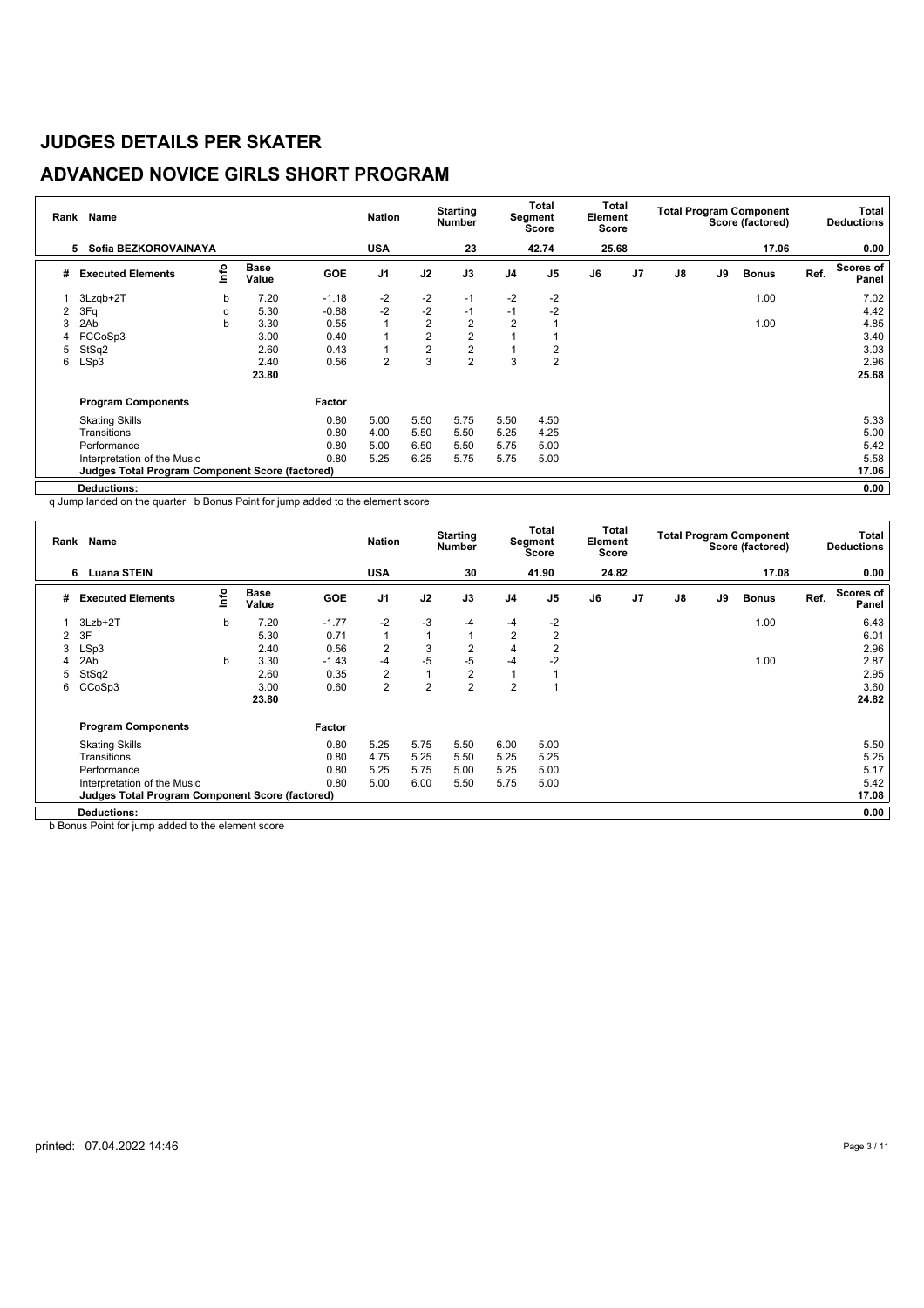# JUDGES DETAILS PER SKATER

## ADVANCED NOVICE GIRLS SHORT PROGRAM

| Rank | Name | | | Nation | | Starting Number | | Total Segment Score | Total Element Score | | Total Program Component Score (factored) | | | | Total Deductions |
|---|---|---|---|---|---|---|---|---|---|---|---|---|---|---|---|
| 5 | Sofia BEZKOROVAINAYA | | | USA | | 23 | | 42.74 | 25.68 | | | | 17.06 | | 0.00 |

| # | Executed Elements | Info | Base Value | GOE | J1 | J2 | J3 | J4 | J5 | J6 | J7 | J8 | J9 | Bonus | Ref. | Scores of Panel |
|---|---|---|---|---|---|---|---|---|---|---|---|---|---|---|---|---|
| 1 | 3Lzqb+2T | b | 7.20 | -1.18 | -2 | -2 | -1 | -2 | -2 | | | | | 1.00 | | 7.02 |
| 2 | 3Fq | q | 5.30 | -0.88 | -2 | -2 | -1 | -1 | -2 | | | | | | | 4.42 |
| 3 | 2Ab | b | 3.30 | 0.55 | 1 | 2 | 2 | 2 | 1 | | | | | 1.00 | | 4.85 |
| 4 | FCCoSp3 | | 3.00 | 0.40 | 1 | 2 | 2 | 1 | 1 | | | | | | | 3.40 |
| 5 | StSq2 | | 2.60 | 0.43 | 1 | 2 | 2 | 1 | 2 | | | | | | | 3.03 |
| 6 | LSp3 | | 2.40 | 0.56 | 2 | 3 | 2 | 3 | 2 | | | | | | | 2.96 |
| | | | 23.80 | | | | | | | | | | | | | 25.68 |

| Program Components | Factor | J1 | J2 | J3 | J4 | J5 | J6 | J7 | J8 | J9 | Scores of Panel |
|---|---|---|---|---|---|---|---|---|---|---|---|
| Skating Skills | 0.80 | 5.00 | 5.50 | 5.75 | 5.50 | 4.50 | | | | | 5.33 |
| Transitions | 0.80 | 4.00 | 5.50 | 5.50 | 5.25 | 4.25 | | | | | 5.00 |
| Performance | 0.80 | 5.00 | 6.50 | 5.50 | 5.75 | 5.00 | | | | | 5.42 |
| Interpretation of the Music | 0.80 | 5.25 | 6.25 | 5.75 | 5.75 | 5.00 | | | | | 5.58 |
| **Judges Total Program Component Score (factored)** | | | | | | | | | | | 17.06 |
| **Deductions:** | | | | | | | | | | | 0.00 |

q Jump landed on the quarter b Bonus Point for jump added to the element score

| Rank | Name | | | Nation | | Starting Number | | Total Segment Score | Total Element Score | | Total Program Component Score (factored) | | | | Total Deductions |
|---|---|---|---|---|---|---|---|---|---|---|---|---|---|---|---|
| 6 | Luana STEIN | | | USA | | 30 | | 41.90 | 24.82 | | | | 17.08 | | 0.00 |

| # | Executed Elements | Info | Base Value | GOE | J1 | J2 | J3 | J4 | J5 | J6 | J7 | J8 | J9 | Bonus | Ref. | Scores of Panel |
|---|---|---|---|---|---|---|---|---|---|---|---|---|---|---|---|---|
| 1 | 3Lzb+2T | b | 7.20 | -1.77 | -2 | -3 | -4 | -4 | -2 | | | | | 1.00 | | 6.43 |
| 2 | 3F | | 5.30 | 0.71 | 1 | 1 | 1 | 2 | 2 | | | | | | | 6.01 |
| 3 | LSp3 | | 2.40 | 0.56 | 2 | 3 | 2 | 4 | 2 | | | | | | | 2.96 |
| 4 | 2Ab | b | 3.30 | -1.43 | -4 | -5 | -5 | -4 | -2 | | | | | 1.00 | | 2.87 |
| 5 | StSq2 | | 2.60 | 0.35 | 2 | 1 | 2 | 1 | 1 | | | | | | | 2.95 |
| 6 | CCoSp3 | | 3.00 | 0.60 | 2 | 2 | 2 | 2 | 1 | | | | | | | 3.60 |
| | | | 23.80 | | | | | | | | | | | | | 24.82 |

| Program Components | Factor | J1 | J2 | J3 | J4 | J5 | J6 | J7 | J8 | J9 | Scores of Panel |
|---|---|---|---|---|---|---|---|---|---|---|---|
| Skating Skills | 0.80 | 5.25 | 5.75 | 5.50 | 6.00 | 5.00 | | | | | 5.50 |
| Transitions | 0.80 | 4.75 | 5.25 | 5.50 | 5.25 | 5.25 | | | | | 5.25 |
| Performance | 0.80 | 5.25 | 5.75 | 5.00 | 5.25 | 5.00 | | | | | 5.17 |
| Interpretation of the Music | 0.80 | 5.00 | 6.00 | 5.50 | 5.75 | 5.00 | | | | | 5.42 |
| **Judges Total Program Component Score (factored)** | | | | | | | | | | | 17.08 |
| **Deductions:** | | | | | | | | | | | 0.00 |

b Bonus Point for jump added to the element score

printed: 07.04.2022 14:46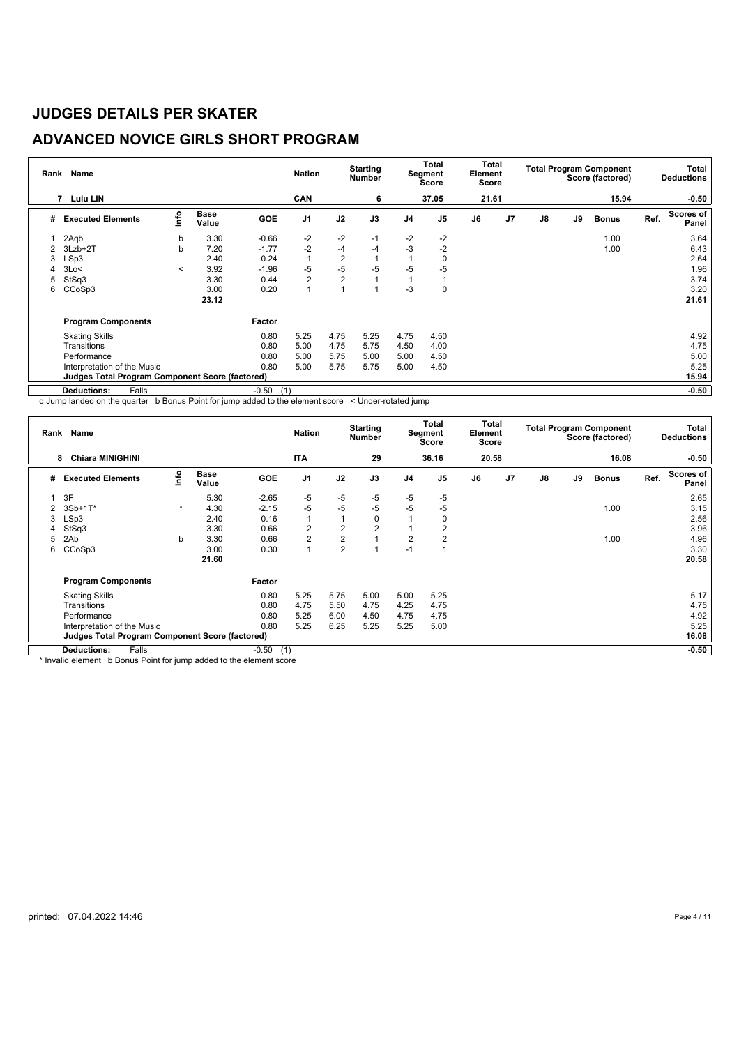# JUDGES DETAILS PER SKATER

## ADVANCED NOVICE GIRLS SHORT PROGRAM

| Rank | Name | | | | Nation | | Starting Number | | Total Segment Score | Total Element Score | | Total Program Component Score (factored) | | | | Total Deductions |
|---|---|---|---|---|---|---|---|---|---|---|---|---|---|---|---|---|
| 7 | Lulu LIN | | | | CAN | | 6 | | 37.05 | 21.61 | | | | 15.94 | | -0.50 |

| # | Executed Elements | Info | Base Value | GOE | J1 | J2 | J3 | J4 | J5 | J6 | J7 | J8 | J9 | Bonus | Ref. | Scores of Panel |
|---|---|---|---|---|---|---|---|---|---|---|---|---|---|---|---|---|
| 1 | 2Aqb | b | 3.30 | -0.66 | -2 | -2 | -1 | -2 | -2 | | | | | 1.00 | | 3.64 |
| 2 | 3Lzb+2T | b | 7.20 | -1.77 | -2 | -4 | -4 | -3 | -2 | | | | | 1.00 | | 6.43 |
| 3 | LSp3 | | 2.40 | 0.24 | 1 | 2 | 1 | 1 | 0 | | | | | | | 2.64 |
| 4 | 3Lo< | < | 3.92 | -1.96 | -5 | -5 | -5 | -5 | -5 | | | | | | | 1.96 |
| 5 | StSq3 | | 3.30 | 0.44 | 2 | 2 | 1 | 1 | 1 | | | | | | | 3.74 |
| 6 | CCoSp3 | | 3.00 | 0.20 | 1 | 1 | 1 | -3 | 0 | | | | | | | 3.20 |
| | | | 23.12 | | | | | | | | | | | | | 21.61 |
| | **Program Components** | | | Factor | | | | | | | | | | | | |
| | Skating Skills | | | 0.80 | 5.25 | 4.75 | 5.25 | 4.75 | 4.50 | | | | | | | 4.92 |
| | Transitions | | | 0.80 | 5.00 | 4.75 | 5.75 | 4.50 | 4.00 | | | | | | | 4.75 |
| | Performance | | | 0.80 | 5.00 | 5.75 | 5.00 | 5.00 | 4.50 | | | | | | | 5.00 |
| | Interpretation of the Music | | | 0.80 | 5.00 | 5.75 | 5.75 | 5.00 | 4.50 | | | | | | | 5.25 |
| | **Judges Total Program Component Score (factored)** | | | | | | | | | | | | | | | 15.94 |
| | **Deductions:** Falls | | | -0.50 (1) | | | | | | | | | | | | -0.50 |

q Jump landed on the quarter b Bonus Point for jump added to the element score < Under-rotated jump

| Rank | Name | | | | Nation | | Starting Number | | Total Segment Score | Total Element Score | | Total Program Component Score (factored) | | | | Total Deductions |
|---|---|---|---|---|---|---|---|---|---|---|---|---|---|---|---|---|
| 8 | Chiara MINIGHINI | | | | ITA | | 29 | | 36.16 | 20.58 | | | | 16.08 | | -0.50 |

| # | Executed Elements | Info | Base Value | GOE | J1 | J2 | J3 | J4 | J5 | J6 | J7 | J8 | J9 | Bonus | Ref. | Scores of Panel |
|---|---|---|---|---|---|---|---|---|---|---|---|---|---|---|---|---|
| 1 | 3F | | 5.30 | -2.65 | -5 | -5 | -5 | -5 | -5 | | | | | | | 2.65 |
| 2 | 3Sb+1T* | * | 4.30 | -2.15 | -5 | -5 | -5 | -5 | -5 | | | | | 1.00 | | 3.15 |
| 3 | LSp3 | | 2.40 | 0.16 | 1 | 1 | 0 | 1 | 0 | | | | | | | 2.56 |
| 4 | StSq3 | | 3.30 | 0.66 | 2 | 2 | 2 | 1 | 2 | | | | | | | 3.96 |
| 5 | 2Ab | b | 3.30 | 0.66 | 2 | 2 | 1 | 2 | 2 | | | | | 1.00 | | 4.96 |
| 6 | CCoSp3 | | 3.00 | 0.30 | 1 | 2 | 1 | -1 | 1 | | | | | | | 3.30 |
| | | | 21.60 | | | | | | | | | | | | | 20.58 |
| | **Program Components** | | | Factor | | | | | | | | | | | | |
| | Skating Skills | | | 0.80 | 5.25 | 5.75 | 5.00 | 5.00 | 5.25 | | | | | | | 5.17 |
| | Transitions | | | 0.80 | 4.75 | 5.50 | 4.75 | 4.25 | 4.75 | | | | | | | 4.75 |
| | Performance | | | 0.80 | 5.25 | 6.00 | 4.50 | 4.75 | 4.75 | | | | | | | 4.92 |
| | Interpretation of the Music | | | 0.80 | 5.25 | 6.25 | 5.25 | 5.25 | 5.00 | | | | | | | 5.25 |
| | **Judges Total Program Component Score (factored)** | | | | | | | | | | | | | | | 16.08 |
| | **Deductions:** Falls | | | -0.50 (1) | | | | | | | | | | | | -0.50 |

* Invalid element b Bonus Point for jump added to the element score

printed: 07.04.2022 14:46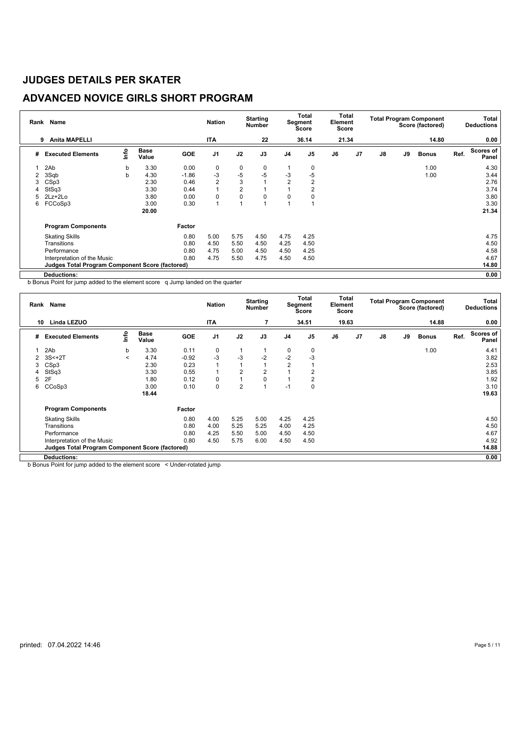# JUDGES DETAILS PER SKATER

## ADVANCED NOVICE GIRLS SHORT PROGRAM

| Rank | Name | Nation | Starting Number | Total Segment Score | Total Element Score | Total Program Component Score (factored) | Total Deductions |
|---|---|---|---|---|---|---|---|
| 9 | Anita MAPELLI | ITA | 22 | 36.14 | 21.34 | 14.80 | 0.00 |

| # | Executed Elements | Info | Base Value | GOE | J1 | J2 | J3 | J4 | J5 | J6 | J7 | J8 | J9 | Bonus | Ref. | Scores of Panel |
|---|---|---|---|---|---|---|---|---|---|---|---|---|---|---|---|---|
| 1 | 2Ab | b | 3.30 | 0.00 | 0 | 0 | 0 | 1 | 0 | | | | | 1.00 | | 4.30 |
| 2 | 3Sqb | b | 4.30 | -1.86 | -3 | -5 | -5 | -3 | -5 | | | | | 1.00 | | 3.44 |
| 3 | CSp3 | | 2.30 | 0.46 | 2 | 3 | 1 | 2 | 2 | | | | | | | 2.76 |
| 4 | StSq3 | | 3.30 | 0.44 | 1 | 2 | 1 | 1 | 2 | | | | | | | 3.74 |
| 5 | 2Lz+2Lo | | 3.80 | 0.00 | 0 | 0 | 0 | 0 | 0 | | | | | | | 3.80 |
| 6 | FCCoSp3 | | 3.00 | 0.30 | 1 | 1 | 1 | 1 | 1 | | | | | | | 3.30 |
| | | | 20.00 | | | | | | | | | | | | | 21.34 |

| Program Components | Factor | J1 | J2 | J3 | J4 | J5 | J6 | J7 | J8 | J9 | Scores of Panel |
|---|---|---|---|---|---|---|---|---|---|---|---|
| Skating Skills | 0.80 | 5.00 | 5.75 | 4.50 | 4.75 | 4.25 | | | | | 4.75 |
| Transitions | 0.80 | 4.50 | 5.50 | 4.50 | 4.25 | 4.50 | | | | | 4.50 |
| Performance | 0.80 | 4.75 | 5.00 | 4.50 | 4.50 | 4.25 | | | | | 4.58 |
| Interpretation of the Music | 0.80 | 4.75 | 5.50 | 4.75 | 4.50 | 4.50 | | | | | 4.67 |
| Judges Total Program Component Score (factored) | | | | | | | | | | | 14.80 |
| Deductions: | | | | | | | | | | | 0.00 |

b Bonus Point for jump added to the element score   q Jump landed on the quarter

| Rank | Name | Nation | Starting Number | Total Segment Score | Total Element Score | Total Program Component Score (factored) | Total Deductions |
|---|---|---|---|---|---|---|---|
| 10 | Linda LEZUO | ITA | 7 | 34.51 | 19.63 | 14.88 | 0.00 |

| # | Executed Elements | Info | Base Value | GOE | J1 | J2 | J3 | J4 | J5 | J6 | J7 | J8 | J9 | Bonus | Ref. | Scores of Panel |
|---|---|---|---|---|---|---|---|---|---|---|---|---|---|---|---|---|
| 1 | 2Ab | b | 3.30 | 0.11 | 0 | 1 | 1 | 0 | 0 | | | | | 1.00 | | 4.41 |
| 2 | 3S<+2T | < | 4.74 | -0.92 | -3 | -3 | -2 | -2 | -3 | | | | | | | 3.82 |
| 3 | CSp3 | | 2.30 | 0.23 | 1 | 1 | 1 | 2 | 1 | | | | | | | 2.53 |
| 4 | StSq3 | | 3.30 | 0.55 | 1 | 2 | 2 | 1 | 2 | | | | | | | 3.85 |
| 5 | 2F | | 1.80 | 0.12 | 0 | 1 | 0 | 1 | 2 | | | | | | | 1.92 |
| 6 | CCoSp3 | | 3.00 | 0.10 | 0 | 2 | 1 | -1 | 0 | | | | | | | 3.10 |
| | | | 18.44 | | | | | | | | | | | | | 19.63 |

| Program Components | Factor | J1 | J2 | J3 | J4 | J5 | J6 | J7 | J8 | J9 | Scores of Panel |
|---|---|---|---|---|---|---|---|---|---|---|---|
| Skating Skills | 0.80 | 4.00 | 5.25 | 5.00 | 4.25 | 4.25 | | | | | 4.50 |
| Transitions | 0.80 | 4.00 | 5.25 | 5.25 | 4.00 | 4.25 | | | | | 4.50 |
| Performance | 0.80 | 4.25 | 5.50 | 5.00 | 4.50 | 4.50 | | | | | 4.67 |
| Interpretation of the Music | 0.80 | 4.50 | 5.75 | 6.00 | 4.50 | 4.50 | | | | | 4.92 |
| Judges Total Program Component Score (factored) | | | | | | | | | | | 14.88 |
| Deductions: | | | | | | | | | | | 0.00 |

b Bonus Point for jump added to the element score   < Under-rotated jump

printed: 07.04.2022 14:46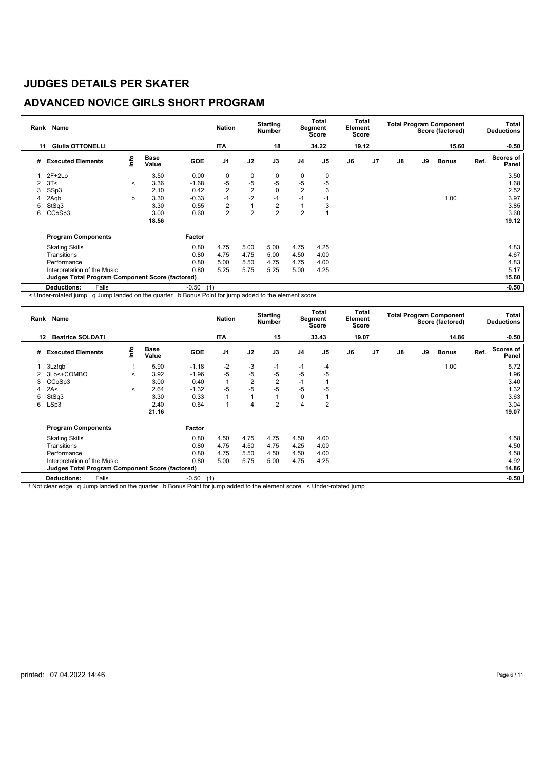# JUDGES DETAILS PER SKATER

## ADVANCED NOVICE GIRLS SHORT PROGRAM

| Rank | Name | Nation | Starting Number | Total Segment Score | Total Element Score | Total Program Component Score (factored) | Total Deductions |
|---|---|---|---|---|---|---|---|
| 11 | Giulia OTTONELLI | ITA | 18 | 34.22 | 19.12 | 15.60 | -0.50 |

| # | Executed Elements | Info | Base Value | GOE | J1 | J2 | J3 | J4 | J5 | J6 | J7 | J8 | J9 | Bonus | Ref. | Scores of Panel |
|---|---|---|---|---|---|---|---|---|---|---|---|---|---|---|---|---|
| 1 | 2F+2Lo | | 3.50 | 0.00 | 0 | 0 | 0 | 0 | 0 | | | | | | | 3.50 |
| 2 | 3T< | < | 3.36 | -1.68 | -5 | -5 | -5 | -5 | -5 | | | | | | | 1.68 |
| 3 | SSp3 | | 2.10 | 0.42 | 2 | 2 | 0 | 2 | 3 | | | | | | | 2.52 |
| 4 | 2Aqb | b | 3.30 | -0.33 | -1 | -2 | -1 | -1 | -1 | | | | | 1.00 | | 3.97 |
| 5 | StSq3 | | 3.30 | 0.55 | 2 | 1 | 2 | 1 | 3 | | | | | | | 3.85 |
| 6 | CCoSp3 | | 3.00 | 0.60 | 2 | 2 | 2 | 2 | 1 | | | | | | | 3.60 |
| | | | 18.56 | | | | | | | | | | | | | 19.12 |

| Program Components | Factor | J1 | J2 | J3 | J4 | J5 | J6 | J7 | J8 | J9 | Scores of Panel |
|---|---|---|---|---|---|---|---|---|---|---|---|
| Skating Skills | 0.80 | 4.75 | 5.00 | 5.00 | 4.75 | 4.25 | | | | | 4.83 |
| Transitions | 0.80 | 4.75 | 4.75 | 5.00 | 4.50 | 4.00 | | | | | 4.67 |
| Performance | 0.80 | 5.00 | 5.50 | 4.75 | 4.75 | 4.00 | | | | | 4.83 |
| Interpretation of the Music | 0.80 | 5.25 | 5.75 | 5.25 | 5.00 | 4.25 | | | | | 5.17 |
| **Judges Total Program Component Score (factored)** | | | | | | | | | | | 15.60 |
| **Deductions:** Falls | -0.50 (1) | | | | | | | | | | -0.50 |

< Under-rotated jump q Jump landed on the quarter b Bonus Point for jump added to the element score

| Rank | Name | Nation | Starting Number | Total Segment Score | Total Element Score | Total Program Component Score (factored) | Total Deductions |
|---|---|---|---|---|---|---|---|
| 12 | Beatrice SOLDATI | ITA | 15 | 33.43 | 19.07 | 14.86 | -0.50 |

| # | Executed Elements | Info | Base Value | GOE | J1 | J2 | J3 | J4 | J5 | J6 | J7 | J8 | J9 | Bonus | Ref. | Scores of Panel |
|---|---|---|---|---|---|---|---|---|---|---|---|---|---|---|---|---|
| 1 | 3Lz!qb | ! | 5.90 | -1.18 | -2 | -3 | -1 | -1 | -4 | | | | | 1.00 | | 5.72 |
| 2 | 3Lo<+COMBO | < | 3.92 | -1.96 | -5 | -5 | -5 | -5 | -5 | | | | | | | 1.96 |
| 3 | CCoSp3 | | 3.00 | 0.40 | 1 | 2 | 2 | -1 | 1 | | | | | | | 3.40 |
| 4 | 2A< | < | 2.64 | -1.32 | -5 | -5 | -5 | -5 | -5 | | | | | | | 1.32 |
| 5 | StSq3 | | 3.30 | 0.33 | 1 | 1 | 1 | 0 | 1 | | | | | | | 3.63 |
| 6 | LSp3 | | 2.40 | 0.64 | 1 | 4 | 2 | 4 | 2 | | | | | | | 3.04 |
| | | | 21.16 | | | | | | | | | | | | | 19.07 |

| Program Components | Factor | J1 | J2 | J3 | J4 | J5 | J6 | J7 | J8 | J9 | Scores of Panel |
|---|---|---|---|---|---|---|---|---|---|---|---|
| Skating Skills | 0.80 | 4.50 | 4.75 | 4.75 | 4.50 | 4.00 | | | | | 4.58 |
| Transitions | 0.80 | 4.75 | 4.50 | 4.75 | 4.25 | 4.00 | | | | | 4.50 |
| Performance | 0.80 | 4.75 | 5.50 | 4.50 | 4.50 | 4.00 | | | | | 4.58 |
| Interpretation of the Music | 0.80 | 5.00 | 5.75 | 5.00 | 4.75 | 4.25 | | | | | 4.92 |
| **Judges Total Program Component Score (factored)** | | | | | | | | | | | 14.86 |
| **Deductions:** Falls | -0.50 (1) | | | | | | | | | | -0.50 |

! Not clear edge q Jump landed on the quarter b Bonus Point for jump added to the element score < Under-rotated jump

printed: 07.04.2022 14:46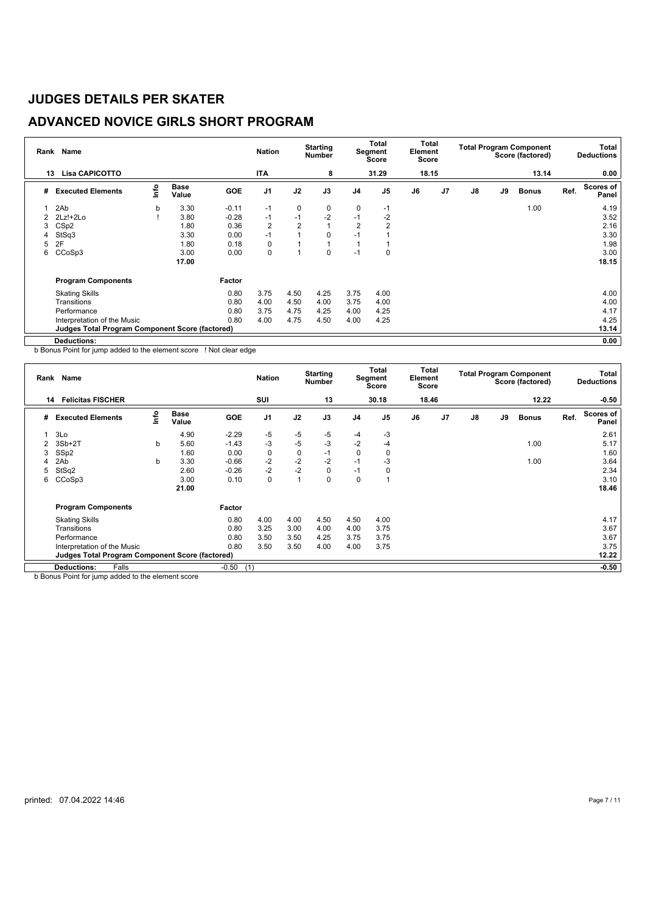# JUDGES DETAILS PER SKATER

## ADVANCED NOVICE GIRLS SHORT PROGRAM

| Rank | Name | Nation | Starting Number | Total Segment Score | Total Element Score | Total Program Component Score (factored) | Total Deductions |
|---|---|---|---|---|---|---|---|
| 13 | Lisa CAPICOTTO | ITA | 8 | 31.29 | 18.15 | 13.14 | 0.00 |

| # | Executed Elements | Info | Base Value | GOE | J1 | J2 | J3 | J4 | J5 | J6 | J7 | J8 | J9 | Bonus | Ref. | Scores of Panel |
|---|---|---|---|---|---|---|---|---|---|---|---|---|---|---|---|---|
| 1 | 2Ab | b | 3.30 | -0.11 | -1 | 0 | 0 | 0 | -1 | | | | | 1.00 | | 4.19 |
| 2 | 2Lz!+2Lo | ! | 3.80 | -0.28 | -1 | -1 | -2 | -1 | -2 | | | | | | | 3.52 |
| 3 | CSp2 | | 1.80 | 0.36 | 2 | 2 | 1 | 2 | 2 | | | | | | | 2.16 |
| 4 | StSq3 | | 3.30 | 0.00 | -1 | 1 | 0 | -1 | 1 | | | | | | | 3.30 |
| 5 | 2F | | 1.80 | 0.18 | 0 | 1 | 1 | 1 | 1 | | | | | | | 1.98 |
| 6 | CCoSp3 | | 3.00 | 0.00 | 0 | 1 | 0 | -1 | 0 | | | | | | | 3.00 |
| | | | 17.00 | | | | | | | | | | | | | 18.15 |
| | **Program Components** | | | Factor | | | | | | | | | | | | |
| | Skating Skills | | | 0.80 | 3.75 | 4.50 | 4.25 | 3.75 | 4.00 | | | | | | | 4.00 |
| | Transitions | | | 0.80 | 4.00 | 4.50 | 4.00 | 3.75 | 4.00 | | | | | | | 4.00 |
| | Performance | | | 0.80 | 3.75 | 4.75 | 4.25 | 4.00 | 4.25 | | | | | | | 4.17 |
| | Interpretation of the Music | | | 0.80 | 4.00 | 4.75 | 4.50 | 4.00 | 4.25 | | | | | | | 4.25 |
| | **Judges Total Program Component Score (factored)** | | | | | | | | | | | | | | | 13.14 |
| | **Deductions:** | | | | | | | | | | | | | | | 0.00 |

b Bonus Point for jump added to the element score ! Not clear edge

| Rank | Name | Nation | Starting Number | Total Segment Score | Total Element Score | Total Program Component Score (factored) | Total Deductions |
|---|---|---|---|---|---|---|---|
| 14 | Felicitas FISCHER | SUI | 13 | 30.18 | 18.46 | 12.22 | -0.50 |

| # | Executed Elements | Info | Base Value | GOE | J1 | J2 | J3 | J4 | J5 | J6 | J7 | J8 | J9 | Bonus | Ref. | Scores of Panel |
|---|---|---|---|---|---|---|---|---|---|---|---|---|---|---|---|---|
| 1 | 3Lo | | 4.90 | -2.29 | -5 | -5 | -5 | -4 | -3 | | | | | | | 2.61 |
| 2 | 3Sb+2T | b | 5.60 | -1.43 | -3 | -5 | -3 | -2 | -4 | | | | | 1.00 | | 5.17 |
| 3 | SSp2 | | 1.60 | 0.00 | 0 | 0 | -1 | 0 | 0 | | | | | | | 1.60 |
| 4 | 2Ab | b | 3.30 | -0.66 | -2 | -2 | -2 | -1 | -3 | | | | | 1.00 | | 3.64 |
| 5 | StSq2 | | 2.60 | -0.26 | -2 | -2 | 0 | -1 | 0 | | | | | | | 2.34 |
| 6 | CCoSp3 | | 3.00 | 0.10 | 0 | 1 | 0 | 0 | 1 | | | | | | | 3.10 |
| | | | 21.00 | | | | | | | | | | | | | 18.46 |
| | **Program Components** | | | Factor | | | | | | | | | | | | |
| | Skating Skills | | | 0.80 | 4.00 | 4.00 | 4.50 | 4.50 | 4.00 | | | | | | | 4.17 |
| | Transitions | | | 0.80 | 3.25 | 3.00 | 4.00 | 4.00 | 3.75 | | | | | | | 3.67 |
| | Performance | | | 0.80 | 3.50 | 3.50 | 4.25 | 3.75 | 3.75 | | | | | | | 3.67 |
| | Interpretation of the Music | | | 0.80 | 3.50 | 3.50 | 4.00 | 4.00 | 3.75 | | | | | | | 3.75 |
| | **Judges Total Program Component Score (factored)** | | | | | | | | | | | | | | | 12.22 |
| | **Deductions:** Falls | | | -0.50 (1) | | | | | | | | | | | | -0.50 |

b Bonus Point for jump added to the element score

printed: 07.04.2022 14:46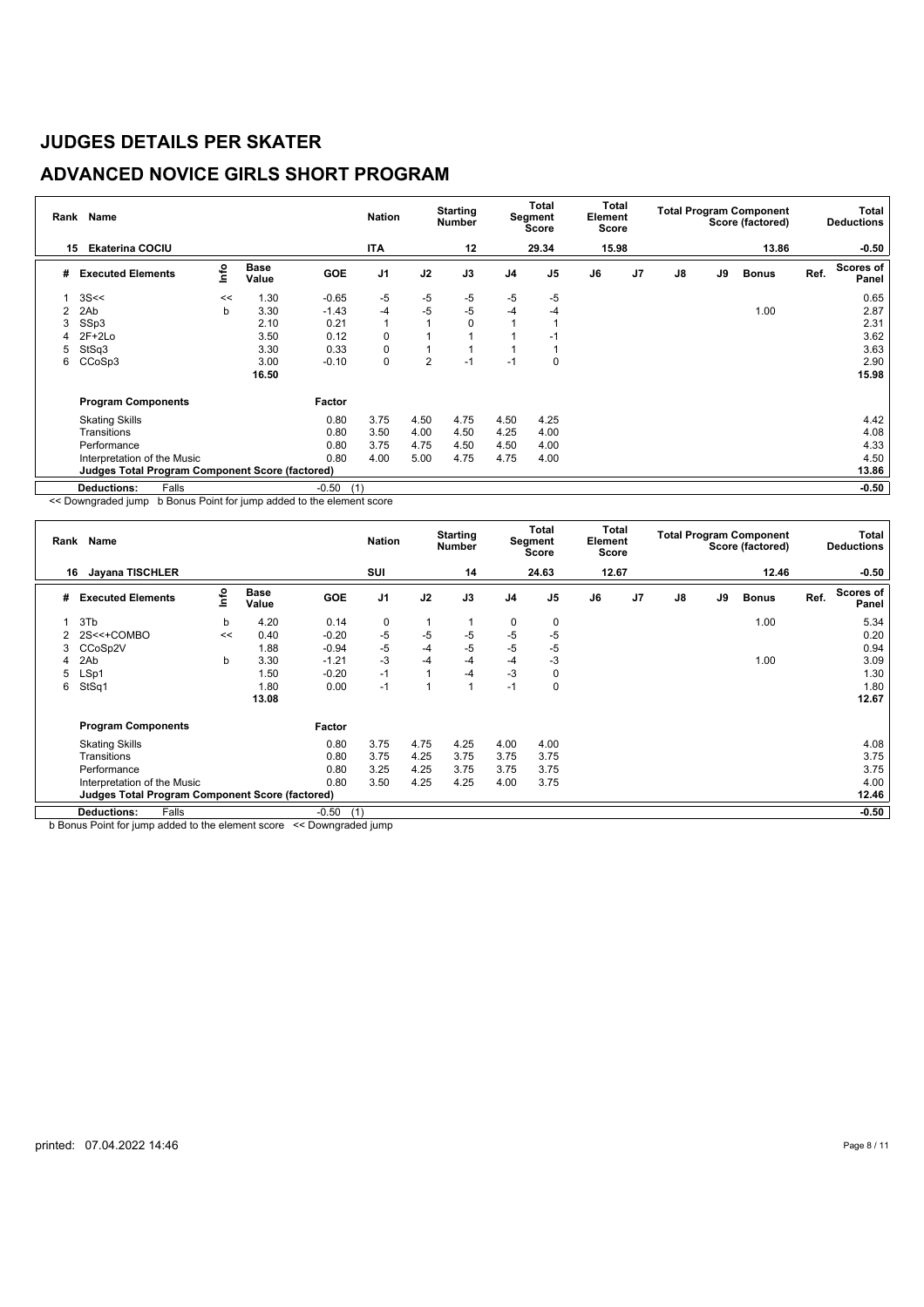# JUDGES DETAILS PER SKATER

## ADVANCED NOVICE GIRLS SHORT PROGRAM

| Rank | Name | | | Nation | | Starting Number | | Total Segment Score | Total Element Score | | Total Program Component Score (factored) | | | | Total Deductions |
|---|---|---|---|---|---|---|---|---|---|---|---|---|---|---|---|
| 15 | Ekaterina COCIU | | | ITA | | 12 | | 29.34 | 15.98 | | | | 13.86 | | -0.50 |

| # | Executed Elements | Info | Base Value | GOE | J1 | J2 | J3 | J4 | J5 | J6 | J7 | J8 | J9 | Bonus | Ref. | Scores of Panel |
|---|---|---|---|---|---|---|---|---|---|---|---|---|---|---|---|---|
| 1 | 3S<< | << | 1.30 | -0.65 | -5 | -5 | -5 | -5 | -5 | | | | | | | 0.65 |
| 2 | 2Ab | b | 3.30 | -1.43 | -4 | -5 | -5 | -4 | -4 | | | | | 1.00 | | 2.87 |
| 3 | SSp3 | | 2.10 | 0.21 | 1 | 1 | 0 | 1 | 1 | | | | | | | 2.31 |
| 4 | 2F+2Lo | | 3.50 | 0.12 | 0 | 1 | 1 | 1 | -1 | | | | | | | 3.62 |
| 5 | StSq3 | | 3.30 | 0.33 | 0 | 1 | 1 | 1 | 1 | | | | | | | 3.63 |
| 6 | CCoSp3 | | 3.00 | -0.10 | 0 | 2 | -1 | -1 | 0 | | | | | | | 2.90 |
| | | | 16.50 | | | | | | | | | | | | | 15.98 |

| Program Components | Factor | J1 | J2 | J3 | J4 | J5 | J6 | J7 | J8 | J9 | Scores of Panel |
|---|---|---|---|---|---|---|---|---|---|---|---|
| Skating Skills | 0.80 | 3.75 | 4.50 | 4.75 | 4.50 | 4.25 | | | | | 4.42 |
| Transitions | 0.80 | 3.50 | 4.00 | 4.50 | 4.25 | 4.00 | | | | | 4.08 |
| Performance | 0.80 | 3.75 | 4.75 | 4.50 | 4.50 | 4.00 | | | | | 4.33 |
| Interpretation of the Music | 0.80 | 4.00 | 5.00 | 4.75 | 4.75 | 4.00 | | | | | 4.50 |
| Judges Total Program Component Score (factored) | | | | | | | | | | | 13.86 |
| Deductions: Falls | -0.50 (1) | | | | | | | | | | -0.50 |

<< Downgraded jump b Bonus Point for jump added to the element score

| Rank | Name | | | Nation | | Starting Number | | Total Segment Score | Total Element Score | | Total Program Component Score (factored) | | | | Total Deductions |
|---|---|---|---|---|---|---|---|---|---|---|---|---|---|---|---|
| 16 | Jayana TISCHLER | | | SUI | | 14 | | 24.63 | 12.67 | | | | 12.46 | | -0.50 |

| # | Executed Elements | Info | Base Value | GOE | J1 | J2 | J3 | J4 | J5 | J6 | J7 | J8 | J9 | Bonus | Ref. | Scores of Panel |
|---|---|---|---|---|---|---|---|---|---|---|---|---|---|---|---|---|
| 1 | 3Tb | b | 4.20 | 0.14 | 0 | 1 | 1 | 0 | 0 | | | | | 1.00 | | 5.34 |
| 2 | 2S<<+COMBO | << | 0.40 | -0.20 | -5 | -5 | -5 | -5 | -5 | | | | | | | 0.20 |
| 3 | CCoSp2V | | 1.88 | -0.94 | -5 | -4 | -5 | -5 | -5 | | | | | | | 0.94 |
| 4 | 2Ab | b | 3.30 | -1.21 | -3 | -4 | -4 | -4 | -3 | | | | | 1.00 | | 3.09 |
| 5 | LSp1 | | 1.50 | -0.20 | -1 | 1 | -4 | -3 | 0 | | | | | | | 1.30 |
| 6 | StSq1 | | 1.80 | 0.00 | -1 | 1 | 1 | -1 | 0 | | | | | | | 1.80 |
| | | | 13.08 | | | | | | | | | | | | | 12.67 |

| Program Components | Factor | J1 | J2 | J3 | J4 | J5 | J6 | J7 | J8 | J9 | Scores of Panel |
|---|---|---|---|---|---|---|---|---|---|---|---|
| Skating Skills | 0.80 | 3.75 | 4.75 | 4.25 | 4.00 | 4.00 | | | | | 4.08 |
| Transitions | 0.80 | 3.75 | 4.25 | 3.75 | 3.75 | 3.75 | | | | | 3.75 |
| Performance | 0.80 | 3.25 | 4.25 | 3.75 | 3.75 | 3.75 | | | | | 3.75 |
| Interpretation of the Music | 0.80 | 3.50 | 4.25 | 4.25 | 4.00 | 3.75 | | | | | 4.00 |
| Judges Total Program Component Score (factored) | | | | | | | | | | | 12.46 |
| Deductions: Falls | -0.50 (1) | | | | | | | | | | -0.50 |

b Bonus Point for jump added to the element score << Downgraded jump

printed: 07.04.2022 14:46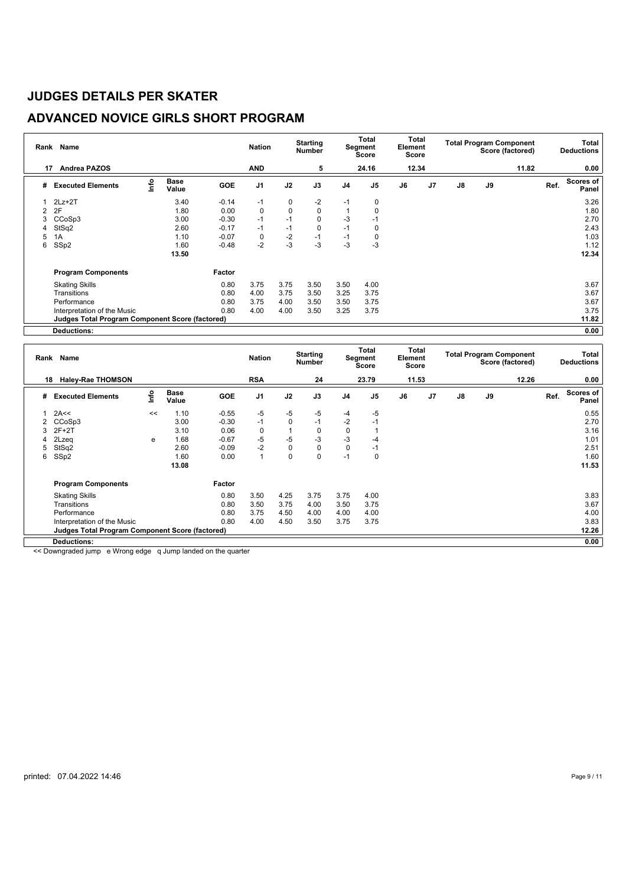# JUDGES DETAILS PER SKATER

## ADVANCED NOVICE GIRLS SHORT PROGRAM

| Rank | Name | Nation | Starting Number | Total Segment Score | Total Element Score | Total Program Component Score (factored) | Total Deductions |
|---|---|---|---|---|---|---|---|
| 17 | Andrea PAZOS | AND | 5 | 24.16 | 12.34 | 11.82 | 0.00 |

| # | Executed Elements | Info | Base Value | GOE | J1 | J2 | J3 | J4 | J5 | J6 | J7 | J8 | J9 | Ref. | Scores of Panel |
|---|---|---|---|---|---|---|---|---|---|---|---|---|---|---|---|
| 1 | 2Lz+2T | | 3.40 | -0.14 | -1 | 0 | -2 | -1 | 0 | | | | | | 3.26 |
| 2 | 2F | | 1.80 | 0.00 | 0 | 0 | 0 | 1 | 0 | | | | | | 1.80 |
| 3 | CCoSp3 | | 3.00 | -0.30 | -1 | -1 | 0 | -3 | -1 | | | | | | 2.70 |
| 4 | StSq2 | | 2.60 | -0.17 | -1 | -1 | 0 | -1 | 0 | | | | | | 2.43 |
| 5 | 1A | | 1.10 | -0.07 | 0 | -2 | -1 | -1 | 0 | | | | | | 1.03 |
| 6 | SSp2 | | 1.60 | -0.48 | -2 | -3 | -3 | -3 | -3 | | | | | | 1.12 |
| | | | 13.50 | | | | | | | | | | | | 12.34 |
| | **Program Components** | | | Factor | | | | | | | | | | | |
| | Skating Skills | | | 0.80 | 3.75 | 3.75 | 3.50 | 3.50 | 4.00 | | | | | | 3.67 |
| | Transitions | | | 0.80 | 4.00 | 3.75 | 3.50 | 3.25 | 3.75 | | | | | | 3.67 |
| | Performance | | | 0.80 | 3.75 | 4.00 | 3.50 | 3.50 | 3.75 | | | | | | 3.67 |
| | Interpretation of the Music | | | 0.80 | 4.00 | 4.00 | 3.50 | 3.25 | 3.75 | | | | | | 3.75 |
| | **Judges Total Program Component Score (factored)** | | | | | | | | | | | | | | 11.82 |
| | **Deductions:** | | | | | | | | | | | | | | 0.00 |

| Rank | Name | Nation | Starting Number | Total Segment Score | Total Element Score | Total Program Component Score (factored) | Total Deductions |
|---|---|---|---|---|---|---|---|
| 18 | Haley-Rae THOMSON | RSA | 24 | 23.79 | 11.53 | 12.26 | 0.00 |

| # | Executed Elements | Info | Base Value | GOE | J1 | J2 | J3 | J4 | J5 | J6 | J7 | J8 | J9 | Ref. | Scores of Panel |
|---|---|---|---|---|---|---|---|---|---|---|---|---|---|---|---|
| 1 | 2A<< | << | 1.10 | -0.55 | -5 | -5 | -5 | -4 | -5 | | | | | | 0.55 |
| 2 | CCoSp3 | | 3.00 | -0.30 | -1 | 0 | -1 | -2 | -1 | | | | | | 2.70 |
| 3 | 2F+2T | | 3.10 | 0.06 | 0 | 1 | 0 | 0 | 1 | | | | | | 3.16 |
| 4 | 2Lzeq | e | 1.68 | -0.67 | -5 | -5 | -3 | -3 | -4 | | | | | | 1.01 |
| 5 | StSq2 | | 2.60 | -0.09 | -2 | 0 | 0 | 0 | -1 | | | | | | 2.51 |
| 6 | SSp2 | | 1.60 | 0.00 | 1 | 0 | 0 | -1 | 0 | | | | | | 1.60 |
| | | | 13.08 | | | | | | | | | | | | 11.53 |
| | **Program Components** | | | Factor | | | | | | | | | | | |
| | Skating Skills | | | 0.80 | 3.50 | 4.25 | 3.75 | 3.75 | 4.00 | | | | | | 3.83 |
| | Transitions | | | 0.80 | 3.50 | 3.75 | 4.00 | 3.50 | 3.75 | | | | | | 3.67 |
| | Performance | | | 0.80 | 3.75 | 4.50 | 4.00 | 4.00 | 4.00 | | | | | | 4.00 |
| | Interpretation of the Music | | | 0.80 | 4.00 | 4.50 | 3.50 | 3.75 | 3.75 | | | | | | 3.83 |
| | **Judges Total Program Component Score (factored)** | | | | | | | | | | | | | | 12.26 |
| | **Deductions:** | | | | | | | | | | | | | | 0.00 |

<< Downgraded jump e Wrong edge q Jump landed on the quarter

printed: 07.04.2022 14:46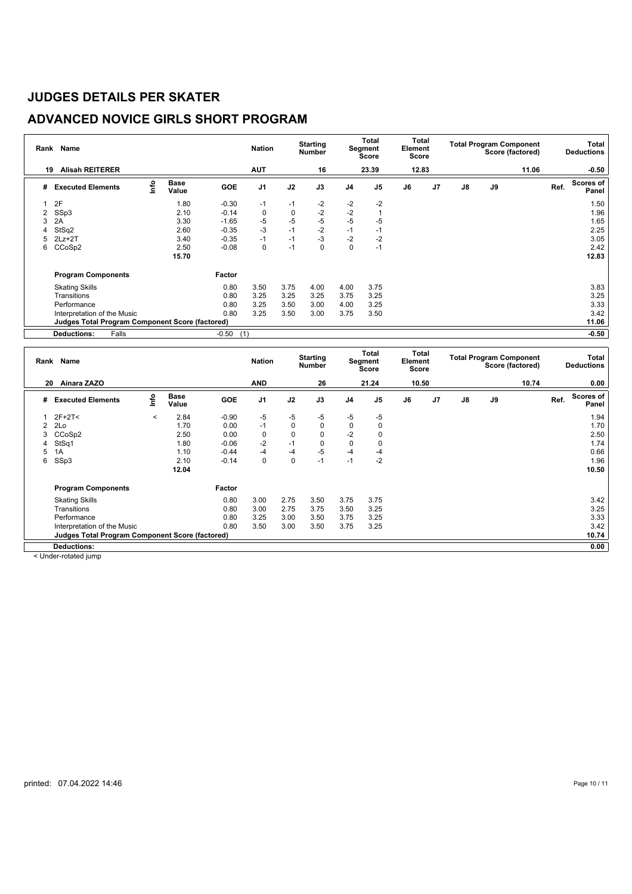# JUDGES DETAILS PER SKATER

## ADVANCED NOVICE GIRLS SHORT PROGRAM

| Rank | Name | | | Nation | | Starting Number | | Total Segment Score | Total Element Score | | Total Program Component Score (factored) | | | Total Deductions |
|---|---|---|---|---|---|---|---|---|---|---|---|---|---|---|
| 19 | Alisah REITERER | | | AUT | | 16 | | 23.39 | 12.83 | | 11.06 | | | -0.50 |

| # | Executed Elements | Info | Base Value | GOE | J1 | J2 | J3 | J4 | J5 | J6 | J7 | J8 | J9 | Ref. | Scores of Panel |
|---|---|---|---|---|---|---|---|---|---|---|---|---|---|---|---|
| 1 | 2F | | 1.80 | -0.30 | -1 | -1 | -2 | -2 | -2 | | | | | | 1.50 |
| 2 | SSp3 | | 2.10 | -0.14 | 0 | 0 | -2 | -2 | 1 | | | | | | 1.96 |
| 3 | 2A | | 3.30 | -1.65 | -5 | -5 | -5 | -5 | -5 | | | | | | 1.65 |
| 4 | StSq2 | | 2.60 | -0.35 | -3 | -1 | -2 | -1 | -1 | | | | | | 2.25 |
| 5 | 2Lz+2T | | 3.40 | -0.35 | -1 | -1 | -3 | -2 | -2 | | | | | | 3.05 |
| 6 | CCoSp2 | | 2.50 | -0.08 | 0 | -1 | 0 | 0 | -1 | | | | | | 2.42 |
| | | | 15.70 | | | | | | | | | | | | 12.83 |
| | **Program Components** | | | **Factor** | | | | | | | | | | | |
| | Skating Skills | | | 0.80 | 3.50 | 3.75 | 4.00 | 4.00 | 3.75 | | | | | | 3.83 |
| | Transitions | | | 0.80 | 3.25 | 3.25 | 3.25 | 3.75 | 3.25 | | | | | | 3.25 |
| | Performance | | | 0.80 | 3.25 | 3.50 | 3.00 | 4.00 | 3.25 | | | | | | 3.33 |
| | Interpretation of the Music | | | 0.80 | 3.25 | 3.50 | 3.00 | 3.75 | 3.50 | | | | | | 3.42 |
| | **Judges Total Program Component Score (factored)** | | | | | | | | | | | | | | 11.06 |
| | **Deductions:** Falls | | | -0.50 | (1) | | | | | | | | | | -0.50 |

| Rank | Name | | | Nation | | Starting Number | | Total Segment Score | Total Element Score | | Total Program Component Score (factored) | | | Total Deductions |
|---|---|---|---|---|---|---|---|---|---|---|---|---|---|---|
| 20 | Ainara ZAZO | | | AND | | 26 | | 21.24 | 10.50 | | 10.74 | | | 0.00 |

| # | Executed Elements | Info | Base Value | GOE | J1 | J2 | J3 | J4 | J5 | J6 | J7 | J8 | J9 | Ref. | Scores of Panel |
|---|---|---|---|---|---|---|---|---|---|---|---|---|---|---|---|
| 1 | 2F+2T< | < | 2.84 | -0.90 | -5 | -5 | -5 | -5 | -5 | | | | | | 1.94 |
| 2 | 2Lo | | 1.70 | 0.00 | -1 | 0 | 0 | 0 | 0 | | | | | | 1.70 |
| 3 | CCoSp2 | | 2.50 | 0.00 | 0 | 0 | 0 | -2 | 0 | | | | | | 2.50 |
| 4 | StSq1 | | 1.80 | -0.06 | -2 | -1 | 0 | 0 | 0 | | | | | | 1.74 |
| 5 | 1A | | 1.10 | -0.44 | -4 | -4 | -5 | -4 | -4 | | | | | | 0.66 |
| 6 | SSp3 | | 2.10 | -0.14 | 0 | 0 | -1 | -1 | -2 | | | | | | 1.96 |
| | | | 12.04 | | | | | | | | | | | | 10.50 |
| | **Program Components** | | | **Factor** | | | | | | | | | | | |
| | Skating Skills | | | 0.80 | 3.00 | 2.75 | 3.50 | 3.75 | 3.75 | | | | | | 3.42 |
| | Transitions | | | 0.80 | 3.00 | 2.75 | 3.75 | 3.50 | 3.25 | | | | | | 3.25 |
| | Performance | | | 0.80 | 3.25 | 3.00 | 3.50 | 3.75 | 3.25 | | | | | | 3.33 |
| | Interpretation of the Music | | | 0.80 | 3.50 | 3.00 | 3.50 | 3.75 | 3.25 | | | | | | 3.42 |
| | **Judges Total Program Component Score (factored)** | | | | | | | | | | | | | | 10.74 |
| | **Deductions:** | | | | | | | | | | | | | | 0.00 |

< Under-rotated jump

printed: 07.04.2022 14:46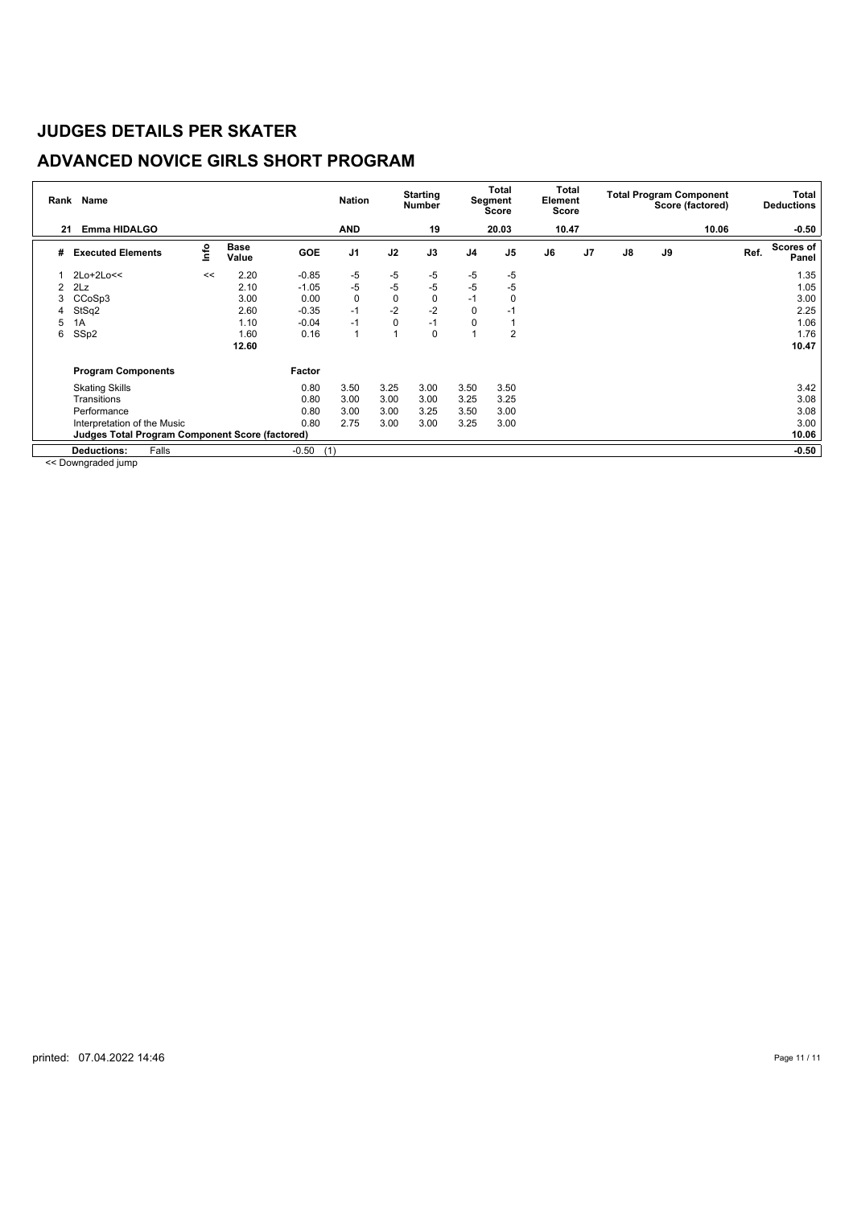# JUDGES DETAILS PER SKATER

## ADVANCED NOVICE GIRLS SHORT PROGRAM

| Rank | Name | | | | Nation | | Starting Number | | Total Segment Score | Total Element Score | | Total Program Component Score (factored) | | | | Total Deductions |
|---|---|---|---|---|---|---|---|---|---|---|---|---|---|---|---|---|
| 21 | Emma HIDALGO | | | | AND | | 19 | | 20.03 | 10.47 | | | | 10.06 | | -0.50 |

| # | Executed Elements | Info | Base Value | GOE | J1 | J2 | J3 | J4 | J5 | J6 | J7 | J8 | J9 | Ref. | Scores of Panel |
|---|---|---|---|---|---|---|---|---|---|---|---|---|---|---|---|
| 1 | 2Lo+2Lo<< | << | 2.20 | -0.85 | -5 | -5 | -5 | -5 | -5 | | | | | | 1.35 |
| 2 | 2Lz | | 2.10 | -1.05 | -5 | -5 | -5 | -5 | -5 | | | | | | 1.05 |
| 3 | CCoSp3 | | 3.00 | 0.00 | 0 | 0 | 0 | -1 | 0 | | | | | | 3.00 |
| 4 | StSq2 | | 2.60 | -0.35 | -1 | -2 | -2 | 0 | -1 | | | | | | 2.25 |
| 5 | 1A | | 1.10 | -0.04 | -1 | 0 | -1 | 0 | 1 | | | | | | 1.06 |
| 6 | SSp2 | | 1.60 | 0.16 | 1 | 1 | 0 | 1 | 2 | | | | | | 1.76 |
| | | | 12.60 | | | | | | | | | | | | 10.47 |
| | **Program Components** | | | Factor | | | | | | | | | | | |
| | Skating Skills | | | 0.80 | 3.50 | 3.25 | 3.00 | 3.50 | 3.50 | | | | | | 3.42 |
| | Transitions | | | 0.80 | 3.00 | 3.00 | 3.00 | 3.25 | 3.25 | | | | | | 3.08 |
| | Performance | | | 0.80 | 3.00 | 3.00 | 3.25 | 3.50 | 3.00 | | | | | | 3.08 |
| | Interpretation of the Music | | | 0.80 | 2.75 | 3.00 | 3.00 | 3.25 | 3.00 | | | | | | 3.00 |
| | **Judges Total Program Component Score (factored)** | | | | | | | | | | | | | | 10.06 |
| | **Deductions:** Falls | | | -0.50 | (1) | | | | | | | | | | -0.50 |

<< Downgraded jump

printed: 07.04.2022 14:46